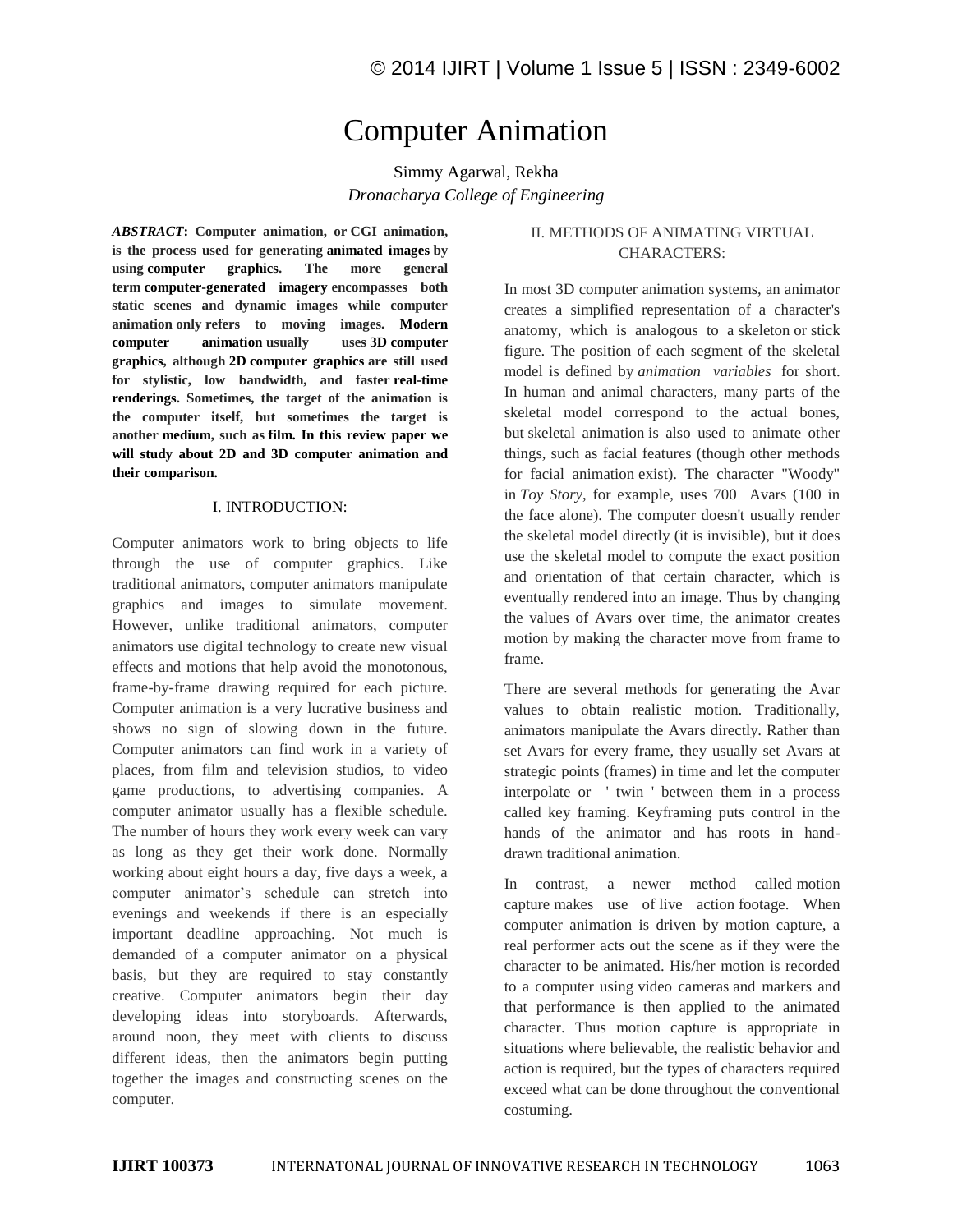# Computer Animation

Simmy Agarwal, Rekha

*Dronacharya College of Engineering*

***ABSTRACT*: Computer animation, or CGI animation, is the process used for generating animated images by using computer graphics. The more general term computer-generated imagery encompasses both static scenes and dynamic images while computer animation only refers to moving images. Modern computer animation usually uses 3D computer graphics, although 2D computer graphics are still used for stylistic, low bandwidth, and faster real-time renderings. Sometimes, the target of the animation is the computer itself, but sometimes the target is another medium, such as film. In this review paper we will study about 2D and 3D computer animation and their comparison.**

## I. INTRODUCTION:

Computer animators work to bring objects to life through the use of computer graphics. Like traditional animators, computer animators manipulate graphics and images to simulate movement. However, unlike traditional animators, computer animators use digital technology to create new visual effects and motions that help avoid the monotonous, frame-by-frame drawing required for each picture. Computer animation is a very lucrative business and shows no sign of slowing down in the future. Computer animators can find work in a variety of places, from film and television studios, to video game productions, to advertising companies. A computer animator usually has a flexible schedule. The number of hours they work every week can vary as long as they get their work done. Normally working about eight hours a day, five days a week, a computer animator's schedule can stretch into evenings and weekends if there is an especially important deadline approaching. Not much is demanded of a computer animator on a physical basis, but they are required to stay constantly creative. Computer animators begin their day developing ideas into storyboards. Afterwards, around noon, they meet with clients to discuss different ideas, then the animators begin putting together the images and constructing scenes on the computer.

## II. METHODS OF ANIMATING VIRTUAL CHARACTERS:

In most 3D computer animation systems, an animator creates a simplified representation of a character's anatomy, which is analogous to a skeleton or stick figure. The position of each segment of the skeletal model is defined by *animation variables* for short. In human and animal characters, many parts of the skeletal model correspond to the actual bones, but skeletal animation is also used to animate other things, such as facial features (though other methods for facial animation exist). The character "Woody" in *Toy Story*, for example, uses 700 Avars (100 in the face alone). The computer doesn't usually render the skeletal model directly (it is invisible), but it does use the skeletal model to compute the exact position and orientation of that certain character, which is eventually rendered into an image. Thus by changing the values of Avars over time, the animator creates motion by making the character move from frame to frame.

There are several methods for generating the Avar values to obtain realistic motion. Traditionally, animators manipulate the Avars directly. Rather than set Avars for every frame, they usually set Avars at strategic points (frames) in time and let the computer interpolate or ' twin ' between them in a process called key framing. Keyframing puts control in the hands of the animator and has roots in hand-drawn traditional animation.

In contrast, a newer method called motion capture makes use of live action footage. When computer animation is driven by motion capture, a real performer acts out the scene as if they were the character to be animated. His/her motion is recorded to a computer using video cameras and markers and that performance is then applied to the animated character. Thus motion capture is appropriate in situations where believable, the realistic behavior and action is required, but the types of characters required exceed what can be done throughout the conventional costuming.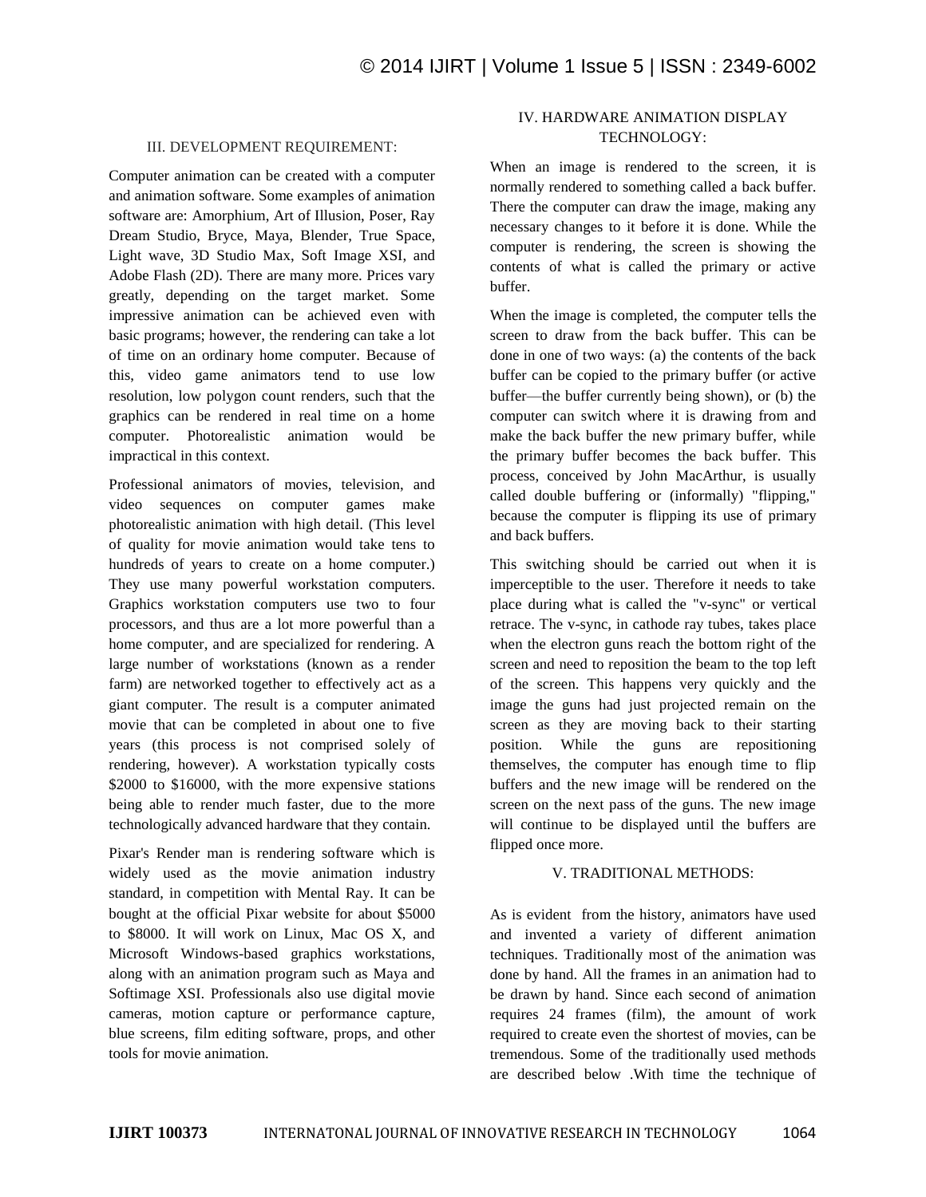## III. DEVELOPMENT REQUIREMENT:

Computer animation can be created with a computer and animation software. Some examples of animation software are: Amorphium, Art of Illusion, Poser, Ray Dream Studio, Bryce, Maya, Blender, True Space, Light wave, 3D Studio Max, Soft Image XSI, and Adobe Flash (2D). There are many more. Prices vary greatly, depending on the target market. Some impressive animation can be achieved even with basic programs; however, the rendering can take a lot of time on an ordinary home computer. Because of this, video game animators tend to use low resolution, low polygon count renders, such that the graphics can be rendered in real time on a home computer. Photorealistic animation would be impractical in this context.

Professional animators of movies, television, and video sequences on computer games make photorealistic animation with high detail. (This level of quality for movie animation would take tens to hundreds of years to create on a home computer.) They use many powerful workstation computers. Graphics workstation computers use two to four processors, and thus are a lot more powerful than a home computer, and are specialized for rendering. A large number of workstations (known as a render farm) are networked together to effectively act as a giant computer. The result is a computer animated movie that can be completed in about one to five years (this process is not comprised solely of rendering, however). A workstation typically costs $2000 to $16000, with the more expensive stations being able to render much faster, due to the more technologically advanced hardware that they contain.

Pixar's Render man is rendering software which is widely used as the movie animation industry standard, in competition with Mental Ray. It can be bought at the official Pixar website for about $5000 to $8000. It will work on Linux, Mac OS X, and Microsoft Windows-based graphics workstations, along with an animation program such as Maya and Softimage XSI. Professionals also use digital movie cameras, motion capture or performance capture, blue screens, film editing software, props, and other tools for movie animation.

## IV. HARDWARE ANIMATION DISPLAY TECHNOLOGY:

When an image is rendered to the screen, it is normally rendered to something called a back buffer. There the computer can draw the image, making any necessary changes to it before it is done. While the computer is rendering, the screen is showing the contents of what is called the primary or active buffer.

When the image is completed, the computer tells the screen to draw from the back buffer. This can be done in one of two ways: (a) the contents of the back buffer can be copied to the primary buffer (or active buffer—the buffer currently being shown), or (b) the computer can switch where it is drawing from and make the back buffer the new primary buffer, while the primary buffer becomes the back buffer. This process, conceived by John MacArthur, is usually called double buffering or (informally) "flipping," because the computer is flipping its use of primary and back buffers.

This switching should be carried out when it is imperceptible to the user. Therefore it needs to take place during what is called the "v-sync" or vertical retrace. The v-sync, in cathode ray tubes, takes place when the electron guns reach the bottom right of the screen and need to reposition the beam to the top left of the screen. This happens very quickly and the image the guns had just projected remain on the screen as they are moving back to their starting position. While the guns are repositioning themselves, the computer has enough time to flip buffers and the new image will be rendered on the screen on the next pass of the guns. The new image will continue to be displayed until the buffers are flipped once more.

## V. TRADITIONAL METHODS:

As is evident from the history, animators have used and invented a variety of different animation techniques. Traditionally most of the animation was done by hand. All the frames in an animation had to be drawn by hand. Since each second of animation requires 24 frames (film), the amount of work required to create even the shortest of movies, can be tremendous. Some of the traditionally used methods are described below .With time the technique of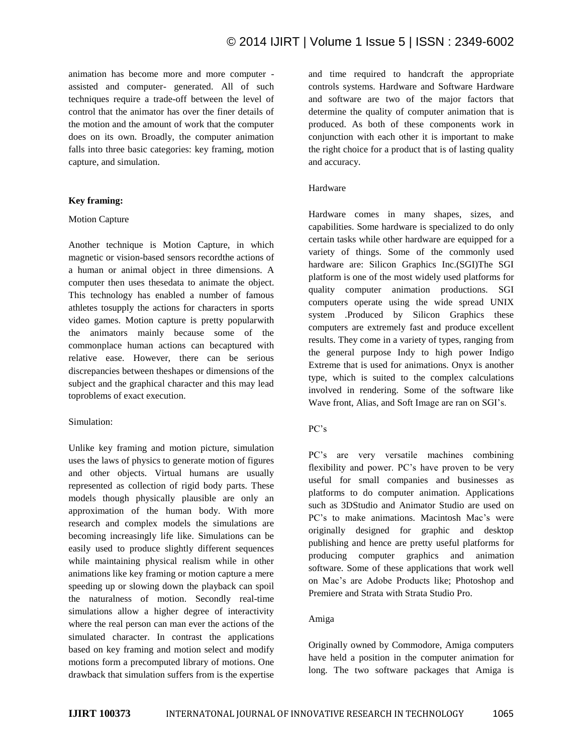animation has become more and more computer - assisted and computer- generated. All of such techniques require a trade-off between the level of control that the animator has over the finer details of the motion and the amount of work that the computer does on its own. Broadly, the computer animation falls into three basic categories: key framing, motion capture, and simulation.

**Key framing:**

Motion Capture

Another technique is Motion Capture, in which magnetic or vision-based sensors recordthe actions of a human or animal object in three dimensions. A computer then uses thesedata to animate the object. This technology has enabled a number of famous athletes tosupply the actions for characters in sports video games. Motion capture is pretty popularwith the animators mainly because some of the commonplace human actions can becaptured with relative ease. However, there can be serious discrepancies between theshapes or dimensions of the subject and the graphical character and this may lead toproblems of exact execution.

Simulation:

Unlike key framing and motion picture, simulation uses the laws of physics to generate motion of figures and other objects. Virtual humans are usually represented as collection of rigid body parts. These models though physically plausible are only an approximation of the human body. With more research and complex models the simulations are becoming increasingly life like. Simulations can be easily used to produce slightly different sequences while maintaining physical realism while in other animations like key framing or motion capture a mere speeding up or slowing down the playback can spoil the naturalness of motion. Secondly real-time simulations allow a higher degree of interactivity where the real person can man ever the actions of the simulated character. In contrast the applications based on key framing and motion select and modify motions form a precomputed library of motions. One drawback that simulation suffers from is the expertise and time required to handcraft the appropriate controls systems. Hardware and Software Hardware and software are two of the major factors that determine the quality of computer animation that is produced. As both of these components work in conjunction with each other it is important to make the right choice for a product that is of lasting quality and accuracy.

Hardware

Hardware comes in many shapes, sizes, and capabilities. Some hardware is specialized to do only certain tasks while other hardware are equipped for a variety of things. Some of the commonly used hardware are: Silicon Graphics Inc.(SGI)The SGI platform is one of the most widely used platforms for quality computer animation productions. SGI computers operate using the wide spread UNIX system .Produced by Silicon Graphics these computers are extremely fast and produce excellent results. They come in a variety of types, ranging from the general purpose Indy to high power Indigo Extreme that is used for animations. Onyx is another type, which is suited to the complex calculations involved in rendering. Some of the software like Wave front, Alias, and Soft Image are ran on SGI's.

PC's

PC's are very versatile machines combining flexibility and power. PC's have proven to be very useful for small companies and businesses as platforms to do computer animation. Applications such as 3DStudio and Animator Studio are used on PC's to make animations. Macintosh Mac's were originally designed for graphic and desktop publishing and hence are pretty useful platforms for producing computer graphics and animation software. Some of these applications that work well on Mac's are Adobe Products like; Photoshop and Premiere and Strata with Strata Studio Pro.

Amiga

Originally owned by Commodore, Amiga computers have held a position in the computer animation for long. The two software packages that Amiga is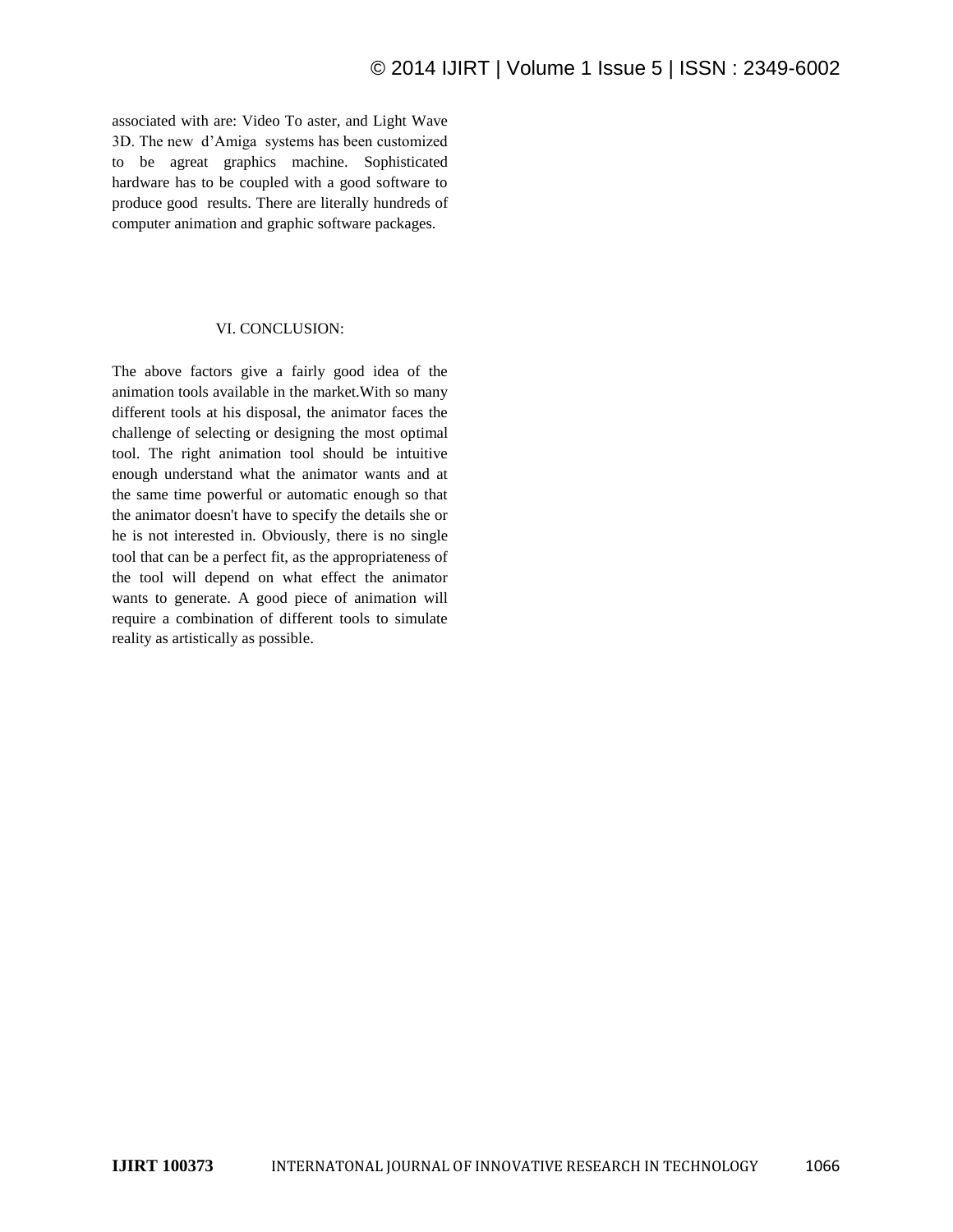associated with are: Video To aster, and Light Wave 3D. The new d'Amiga systems has been customized to be agreat graphics machine. Sophisticated hardware has to be coupled with a good software to produce good results. There are literally hundreds of computer animation and graphic software packages.

## VI. CONCLUSION:

The above factors give a fairly good idea of the animation tools available in the market.With so many different tools at his disposal, the animator faces the challenge of selecting or designing the most optimal tool. The right animation tool should be intuitive enough understand what the animator wants and at the same time powerful or automatic enough so that the animator doesn't have to specify the details she or he is not interested in. Obviously, there is no single tool that can be a perfect fit, as the appropriateness of the tool will depend on what effect the animator wants to generate. A good piece of animation will require a combination of different tools to simulate reality as artistically as possible.